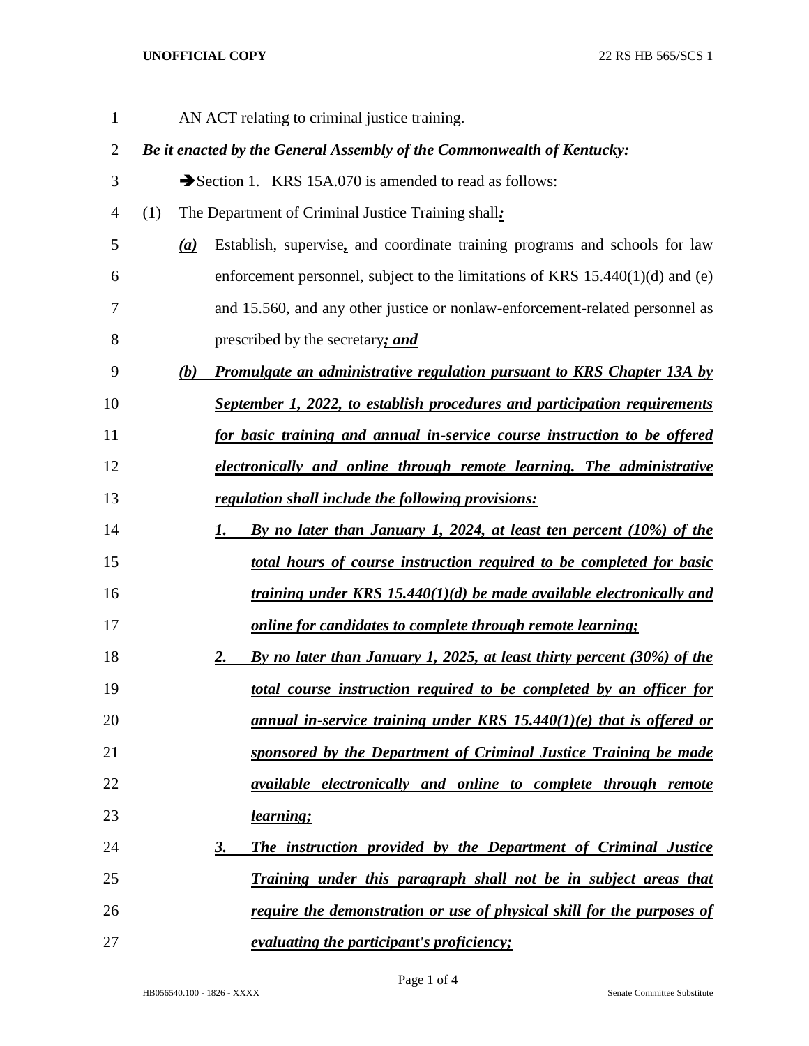AN ACT relating to criminal justice training.

***Be it enacted by the General Assembly of the Commonwealth of Kentucky:***

➔Section 1. KRS 15A.070 is amended to read as follows:

(1) The Department of Criminal Justice Training shall***:***

***(a)*** Establish, supervise***,*** and coordinate training programs and schools for law enforcement personnel, subject to the limitations of KRS 15.440(1)(d) and (e) and 15.560, and any other justice or nonlaw-enforcement-related personnel as prescribed by the secretary***; and***

***(b) Promulgate an administrative regulation pursuant to KRS Chapter 13A by September 1, 2022, to establish procedures and participation requirements for basic training and annual in-service course instruction to be offered electronically and online through remote learning. The administrative regulation shall include the following provisions:***

***1. By no later than January 1, 2024, at least ten percent (10%) of the total hours of course instruction required to be completed for basic training under KRS 15.440(1)(d) be made available electronically and online for candidates to complete through remote learning;***

***2. By no later than January 1, 2025, at least thirty percent (30%) of the total course instruction required to be completed by an officer for annual in-service training under KRS 15.440(1)(e) that is offered or sponsored by the Department of Criminal Justice Training be made available electronically and online to complete through remote learning;***

***3. The instruction provided by the Department of Criminal Justice Training under this paragraph shall not be in subject areas that require the demonstration or use of physical skill for the purposes of evaluating the participant's proficiency;***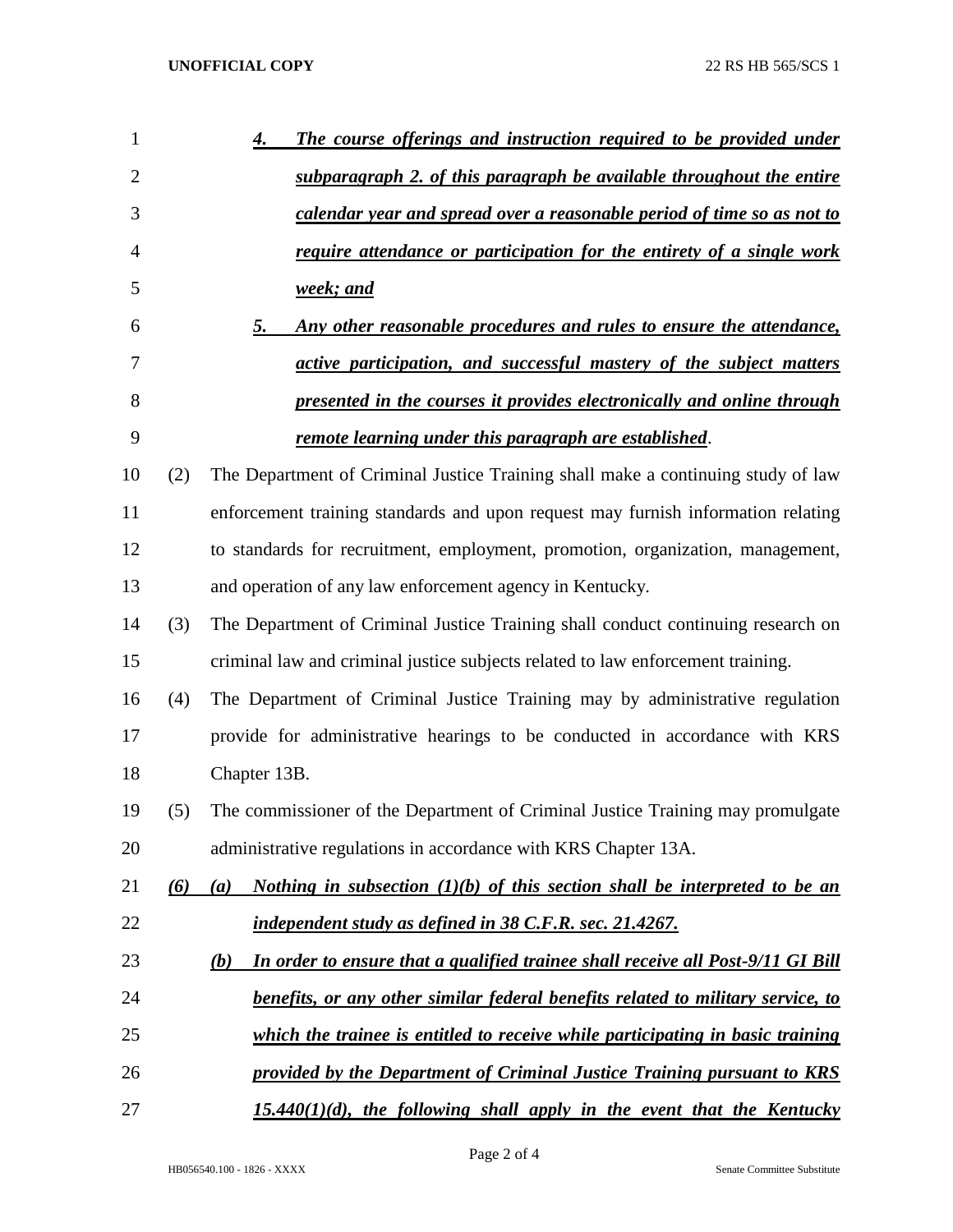***4. The course offerings and instruction required to be provided under subparagraph 2. of this paragraph be available throughout the entire calendar year and spread over a reasonable period of time so as not to require attendance or participation for the entirety of a single work week; and***

***5. Any other reasonable procedures and rules to ensure the attendance, active participation, and successful mastery of the subject matters presented in the courses it provides electronically and online through remote learning under this paragraph are established***.

(2) The Department of Criminal Justice Training shall make a continuing study of law enforcement training standards and upon request may furnish information relating to standards for recruitment, employment, promotion, organization, management, and operation of any law enforcement agency in Kentucky.

(3) The Department of Criminal Justice Training shall conduct continuing research on criminal law and criminal justice subjects related to law enforcement training.

(4) The Department of Criminal Justice Training may by administrative regulation provide for administrative hearings to be conducted in accordance with KRS Chapter 13B.

(5) The commissioner of the Department of Criminal Justice Training may promulgate administrative regulations in accordance with KRS Chapter 13A.

***(6) (a) Nothing in subsection (1)(b) of this section shall be interpreted to be an independent study as defined in 38 C.F.R. sec. 21.4267.***

***(b) In order to ensure that a qualified trainee shall receive all Post-9/11 GI Bill benefits, or any other similar federal benefits related to military service, to which the trainee is entitled to receive while participating in basic training provided by the Department of Criminal Justice Training pursuant to KRS 15.440(1)(d), the following shall apply in the event that the Kentucky***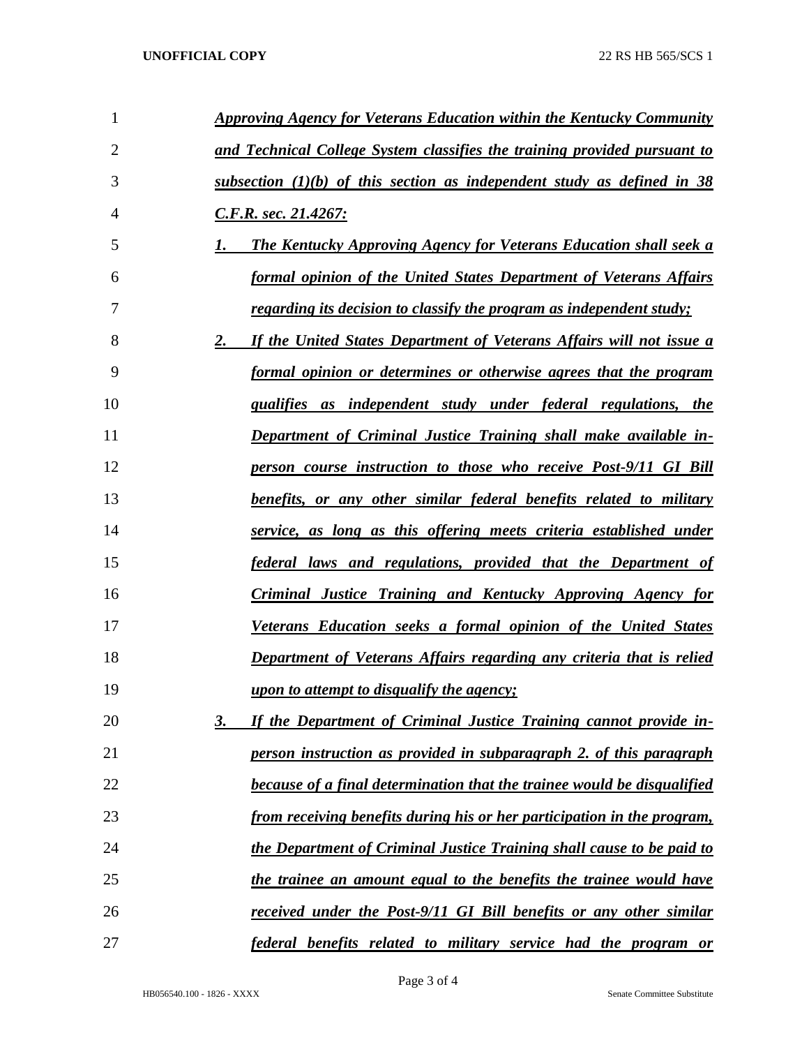***Approving Agency for Veterans Education within the Kentucky Community and Technical College System classifies the training provided pursuant to subsection (1)(b) of this section as independent study as defined in 38 C.F.R. sec. 21.4267:***

***1. The Kentucky Approving Agency for Veterans Education shall seek a formal opinion of the United States Department of Veterans Affairs regarding its decision to classify the program as independent study;***

***2. If the United States Department of Veterans Affairs will not issue a formal opinion or determines or otherwise agrees that the program qualifies as independent study under federal regulations, the Department of Criminal Justice Training shall make available in-person course instruction to those who receive Post-9/11 GI Bill benefits, or any other similar federal benefits related to military service, as long as this offering meets criteria established under federal laws and regulations, provided that the Department of Criminal Justice Training and Kentucky Approving Agency for Veterans Education seeks a formal opinion of the United States Department of Veterans Affairs regarding any criteria that is relied upon to attempt to disqualify the agency;***

***3. If the Department of Criminal Justice Training cannot provide in-person instruction as provided in subparagraph 2. of this paragraph because of a final determination that the trainee would be disqualified from receiving benefits during his or her participation in the program, the Department of Criminal Justice Training shall cause to be paid to the trainee an amount equal to the benefits the trainee would have received under the Post-9/11 GI Bill benefits or any other similar federal benefits related to military service had the program or***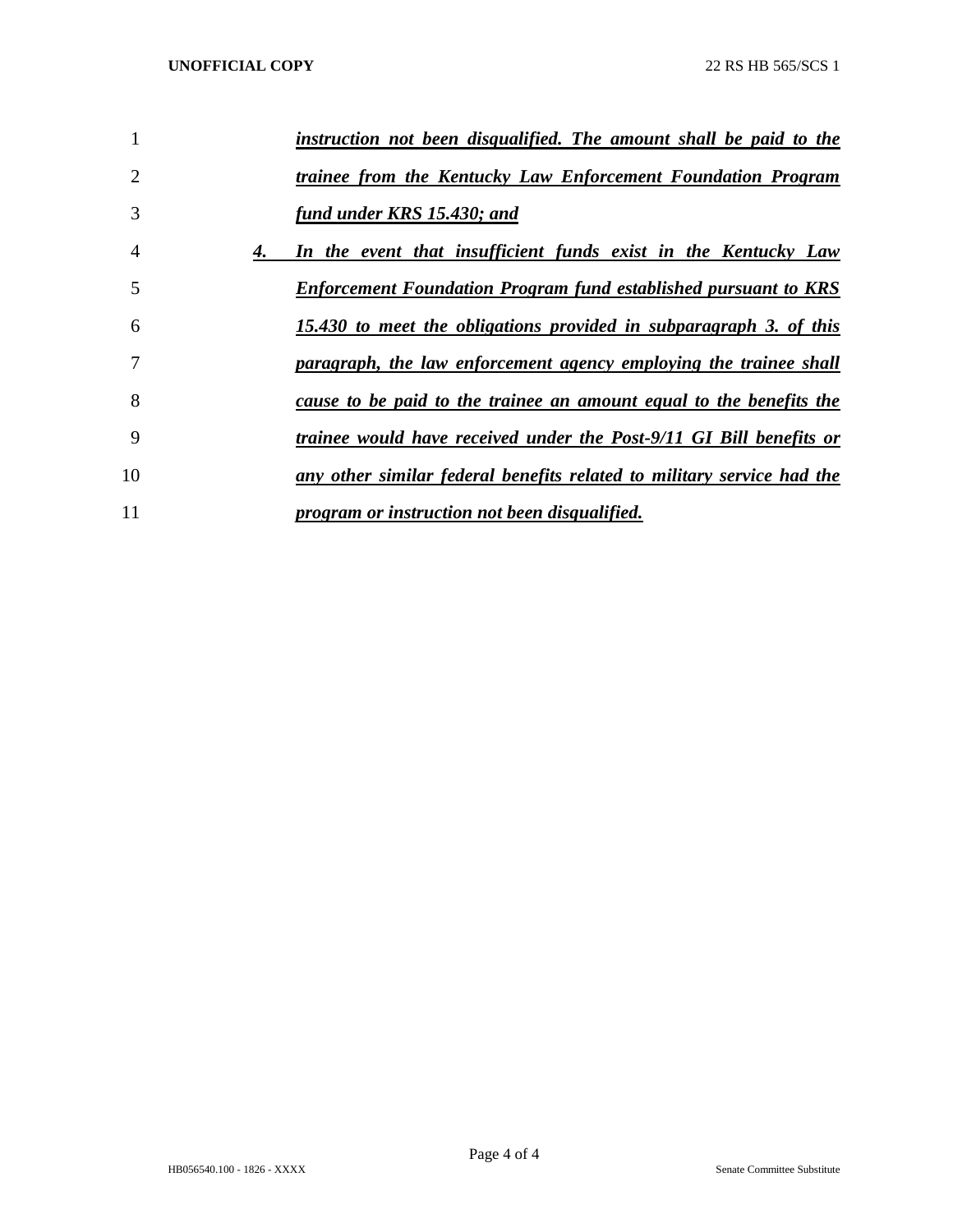*instruction not been disqualified. The amount shall be paid to the trainee from the Kentucky Law Enforcement Foundation Program fund under KRS 15.430; and*

*4. In the event that insufficient funds exist in the Kentucky Law Enforcement Foundation Program fund established pursuant to KRS 15.430 to meet the obligations provided in subparagraph 3. of this paragraph, the law enforcement agency employing the trainee shall cause to be paid to the trainee an amount equal to the benefits the trainee would have received under the Post-9/11 GI Bill benefits or any other similar federal benefits related to military service had the program or instruction not been disqualified.*